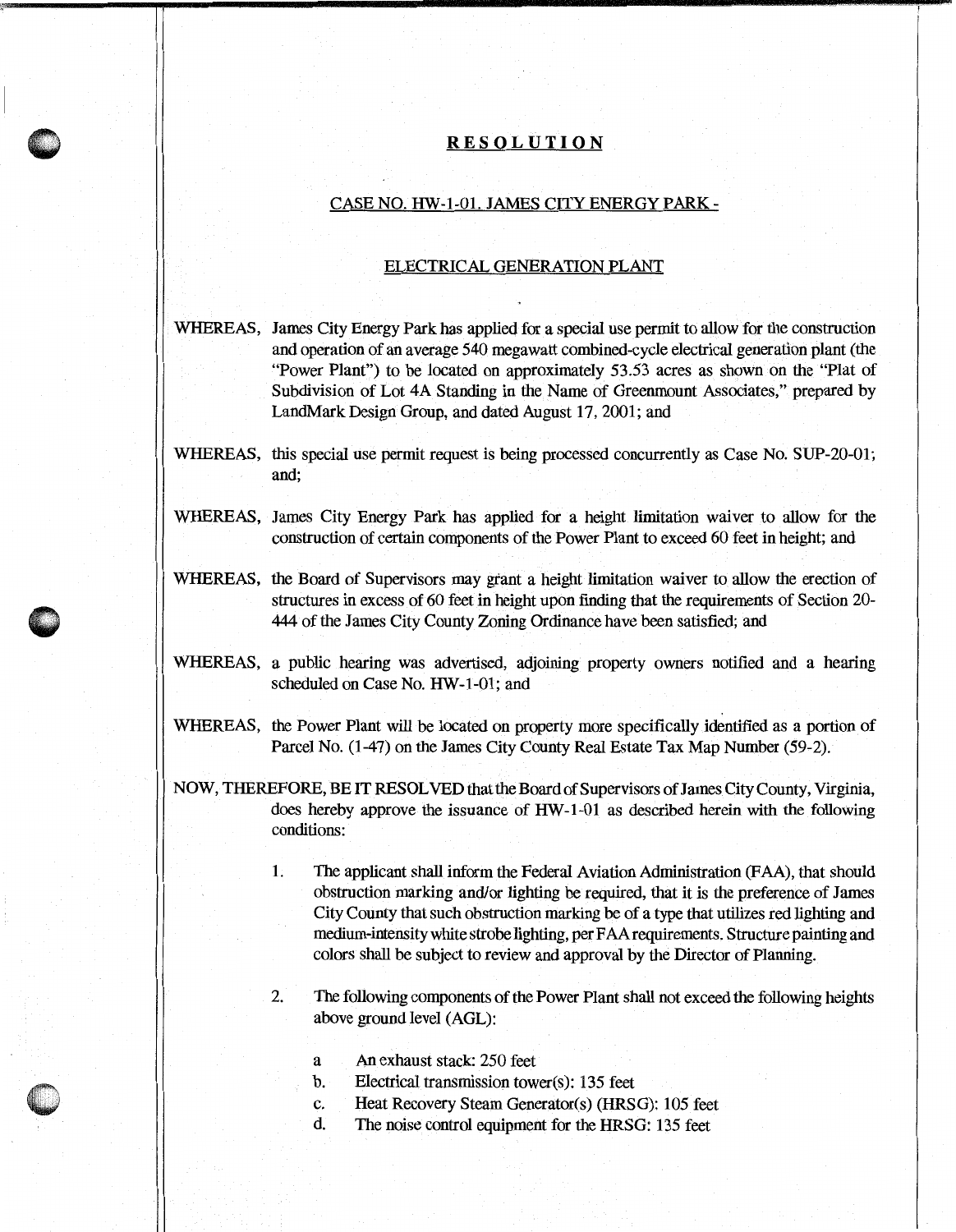# RESOLUTION

## CASE NO. HW-1-01. JAMES CITY ENERGY PARK -

## ELECTRICAL GENERATION PLANT

WHEREAS, James City Energy Park has applied for a special use permit to allow for the construction and operation of an average 540 megawatt combined-cycle electrical generation plant (the "Power Plant") to be located on approximately 53.53 acres as shown on the "Plat of Subdivision of Lot 4A Standing in the Name of Greenmount Associates," prepared by LandMark Design Group, and dated August 17, 2001; and

WHEREAS, this special use permit request is being processed concurrently as Case No. SUP-20-01; and;

WHEREAS, James City Energy Park has applied for a height limitation waiver to allow for the construction of certain components of the Power Plant to exceed 60 feet in height; and

WHEREAS, the Board of Supervisors may grant a height limitation waiver to allow the erection of structures in excess of 60 feet in height upon finding that the requirements of Section 20-444 of the James City County Zoning Ordinance have been satisfied; and

WHEREAS, a public hearing was advertised, adjoining property owners notified and a hearing scheduled on Case No. HW-1-01; and

WHEREAS, the Power Plant will be located on property more specifically identified as a portion of Parcel No. (1-47) on the James City County Real Estate Tax Map Number (59-2).

NOW, THEREFORE, BE IT RESOLVED that the Board of Supervisors of James City County, Virginia, does hereby approve the issuance of HW-1-01 as described herein with the following conditions:

1. The applicant shall inform the Federal Aviation Administration (FAA), that should obstruction marking and/or lighting be required, that it is the preference of James City County that such obstruction marking be of a type that utilizes red lighting and medium-intensity white strobe lighting, per FAA requirements. Structure painting and colors shall be subject to review and approval by the Director of Planning.

2. The following components of the Power Plant shall not exceed the following heights above ground level (AGL):

   a An exhaust stack: 250 feet
   
   b. Electrical transmission tower(s): 135 feet
   
   c. Heat Recovery Steam Generator(s) (HRSG): 105 feet
   
   d. The noise control equipment for the HRSG: 135 feet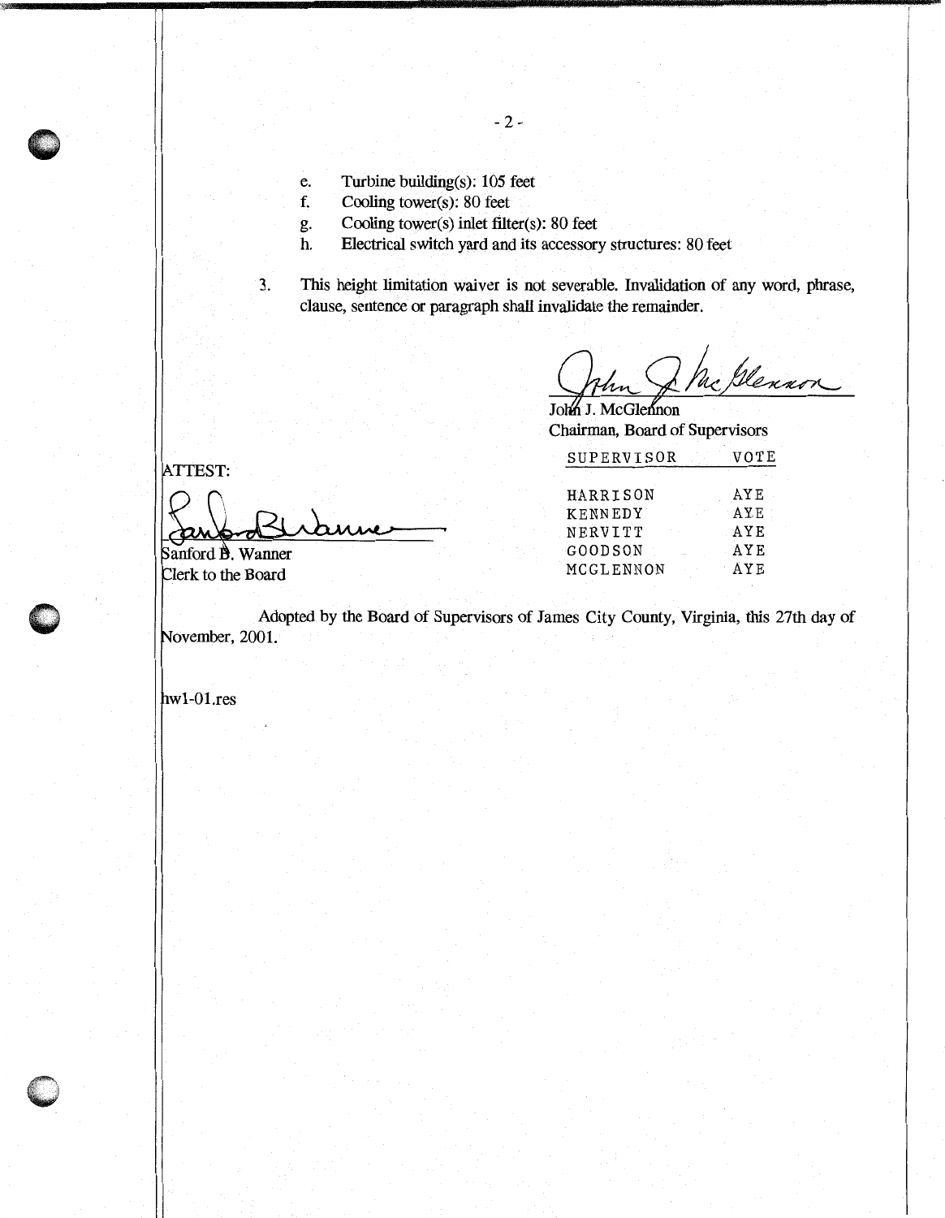e. Turbine building(s): 105 feet
f. Cooling tower(s): 80 feet
g. Cooling tower(s) inlet filter(s): 80 feet
h. Electrical switch yard and its accessory structures: 80 feet

3. This height limitation waiver is not severable. Invalidation of any word, phrase, clause, sentence or paragraph shall invalidate the remainder.

John J. McGlennon
Chairman, Board of Supervisors

| SUPERVISOR | VOTE |
|---|---|
| HARRISON | AYE |
| KENNEDY | AYE |
| NERVITT | AYE |
| GOODSON | AYE |
| MCGLENNON | AYE |

ATTEST:

Sanford B. Wanner
Clerk to the Board

Adopted by the Board of Supervisors of James City County, Virginia, this 27th day of November, 2001.

hw1-01.res